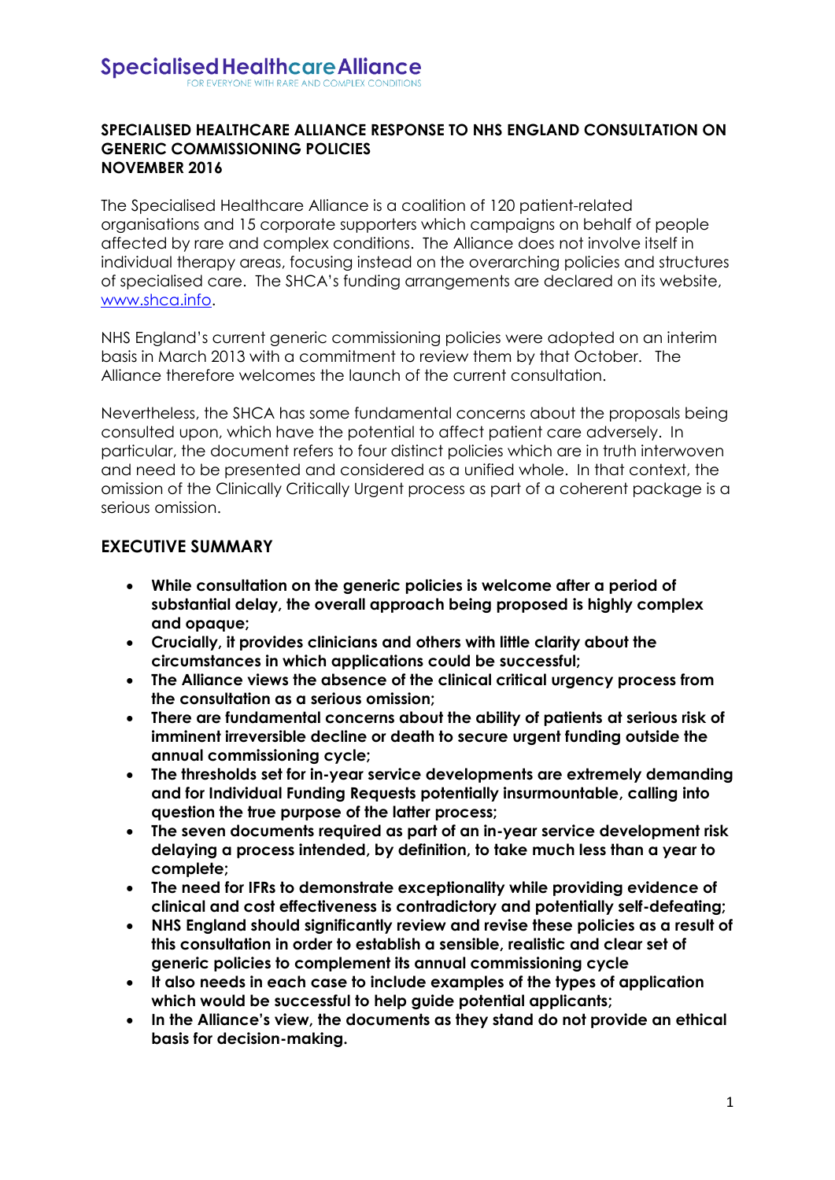Specialised Healthcare Alliance
FOR EVERYONE WITH RARE AND COMPLEX CONDITIONS

**SPECIALISED HEALTHCARE ALLIANCE RESPONSE TO NHS ENGLAND CONSULTATION ON GENERIC COMMISSIONING POLICIES**
**NOVEMBER 2016**

The Specialised Healthcare Alliance is a coalition of 120 patient-related organisations and 15 corporate supporters which campaigns on behalf of people affected by rare and complex conditions. The Alliance does not involve itself in individual therapy areas, focusing instead on the overarching policies and structures of specialised care. The SHCA's funding arrangements are declared on its website, www.shca.info.

NHS England's current generic commissioning policies were adopted on an interim basis in March 2013 with a commitment to review them by that October. The Alliance therefore welcomes the launch of the current consultation.

Nevertheless, the SHCA has some fundamental concerns about the proposals being consulted upon, which have the potential to affect patient care adversely. In particular, the document refers to four distinct policies which are in truth interwoven and need to be presented and considered as a unified whole. In that context, the omission of the Clinically Critically Urgent process as part of a coherent package is a serious omission.

## EXECUTIVE SUMMARY

- **While consultation on the generic policies is welcome after a period of substantial delay, the overall approach being proposed is highly complex and opaque;**
- **Crucially, it provides clinicians and others with little clarity about the circumstances in which applications could be successful;**
- **The Alliance views the absence of the clinical critical urgency process from the consultation as a serious omission;**
- **There are fundamental concerns about the ability of patients at serious risk of imminent irreversible decline or death to secure urgent funding outside the annual commissioning cycle;**
- **The thresholds set for in-year service developments are extremely demanding and for Individual Funding Requests potentially insurmountable, calling into question the true purpose of the latter process;**
- **The seven documents required as part of an in-year service development risk delaying a process intended, by definition, to take much less than a year to complete;**
- **The need for IFRs to demonstrate exceptionality while providing evidence of clinical and cost effectiveness is contradictory and potentially self-defeating;**
- **NHS England should significantly review and revise these policies as a result of this consultation in order to establish a sensible, realistic and clear set of generic policies to complement its annual commissioning cycle**
- **It also needs in each case to include examples of the types of application which would be successful to help guide potential applicants;**
- **In the Alliance's view, the documents as they stand do not provide an ethical basis for decision-making.**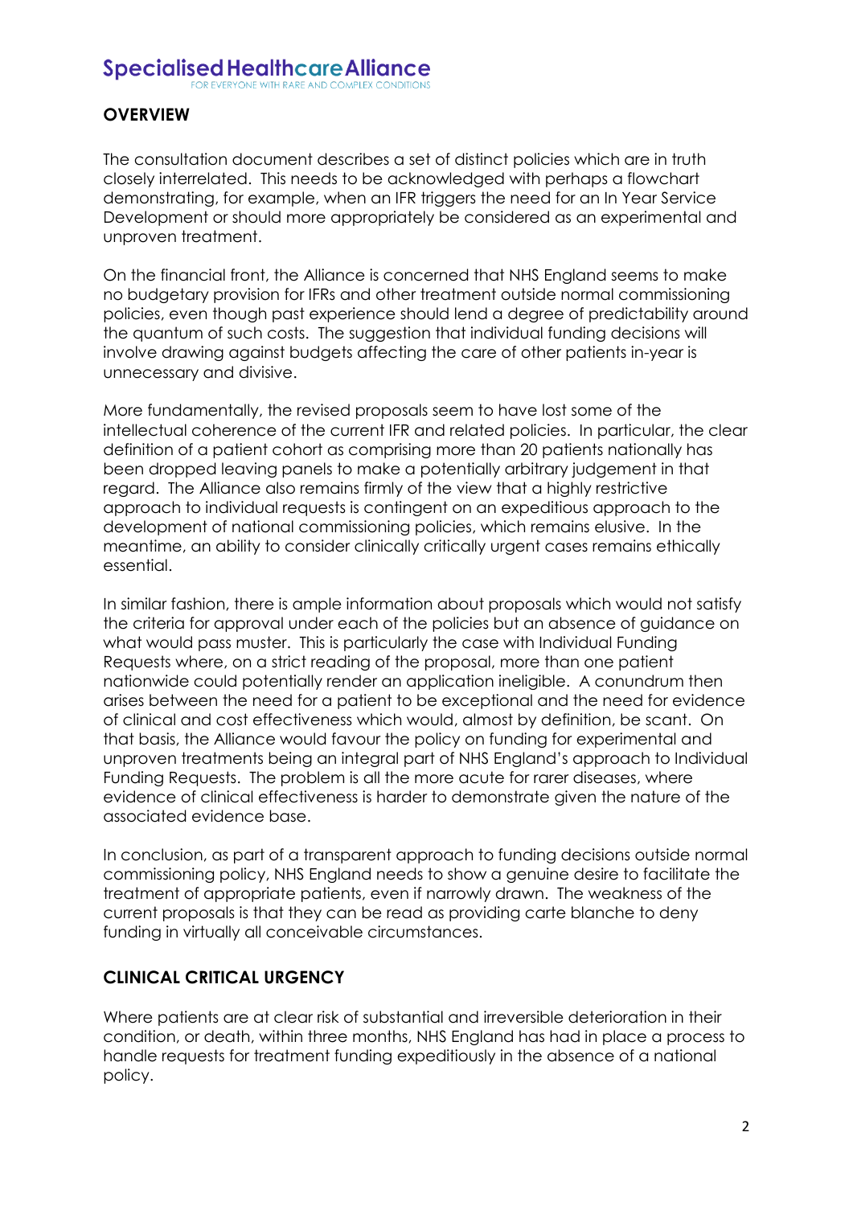## OVERVIEW

The consultation document describes a set of distinct policies which are in truth closely interrelated. This needs to be acknowledged with perhaps a flowchart demonstrating, for example, when an IFR triggers the need for an In Year Service Development or should more appropriately be considered as an experimental and unproven treatment.

On the financial front, the Alliance is concerned that NHS England seems to make no budgetary provision for IFRs and other treatment outside normal commissioning policies, even though past experience should lend a degree of predictability around the quantum of such costs. The suggestion that individual funding decisions will involve drawing against budgets affecting the care of other patients in-year is unnecessary and divisive.

More fundamentally, the revised proposals seem to have lost some of the intellectual coherence of the current IFR and related policies. In particular, the clear definition of a patient cohort as comprising more than 20 patients nationally has been dropped leaving panels to make a potentially arbitrary judgement in that regard. The Alliance also remains firmly of the view that a highly restrictive approach to individual requests is contingent on an expeditious approach to the development of national commissioning policies, which remains elusive. In the meantime, an ability to consider clinically critically urgent cases remains ethically essential.

In similar fashion, there is ample information about proposals which would not satisfy the criteria for approval under each of the policies but an absence of guidance on what would pass muster. This is particularly the case with Individual Funding Requests where, on a strict reading of the proposal, more than one patient nationwide could potentially render an application ineligible. A conundrum then arises between the need for a patient to be exceptional and the need for evidence of clinical and cost effectiveness which would, almost by definition, be scant. On that basis, the Alliance would favour the policy on funding for experimental and unproven treatments being an integral part of NHS England's approach to Individual Funding Requests. The problem is all the more acute for rarer diseases, where evidence of clinical effectiveness is harder to demonstrate given the nature of the associated evidence base.

In conclusion, as part of a transparent approach to funding decisions outside normal commissioning policy, NHS England needs to show a genuine desire to facilitate the treatment of appropriate patients, even if narrowly drawn. The weakness of the current proposals is that they can be read as providing carte blanche to deny funding in virtually all conceivable circumstances.

## CLINICAL CRITICAL URGENCY

Where patients are at clear risk of substantial and irreversible deterioration in their condition, or death, within three months, NHS England has had in place a process to handle requests for treatment funding expeditiously in the absence of a national policy.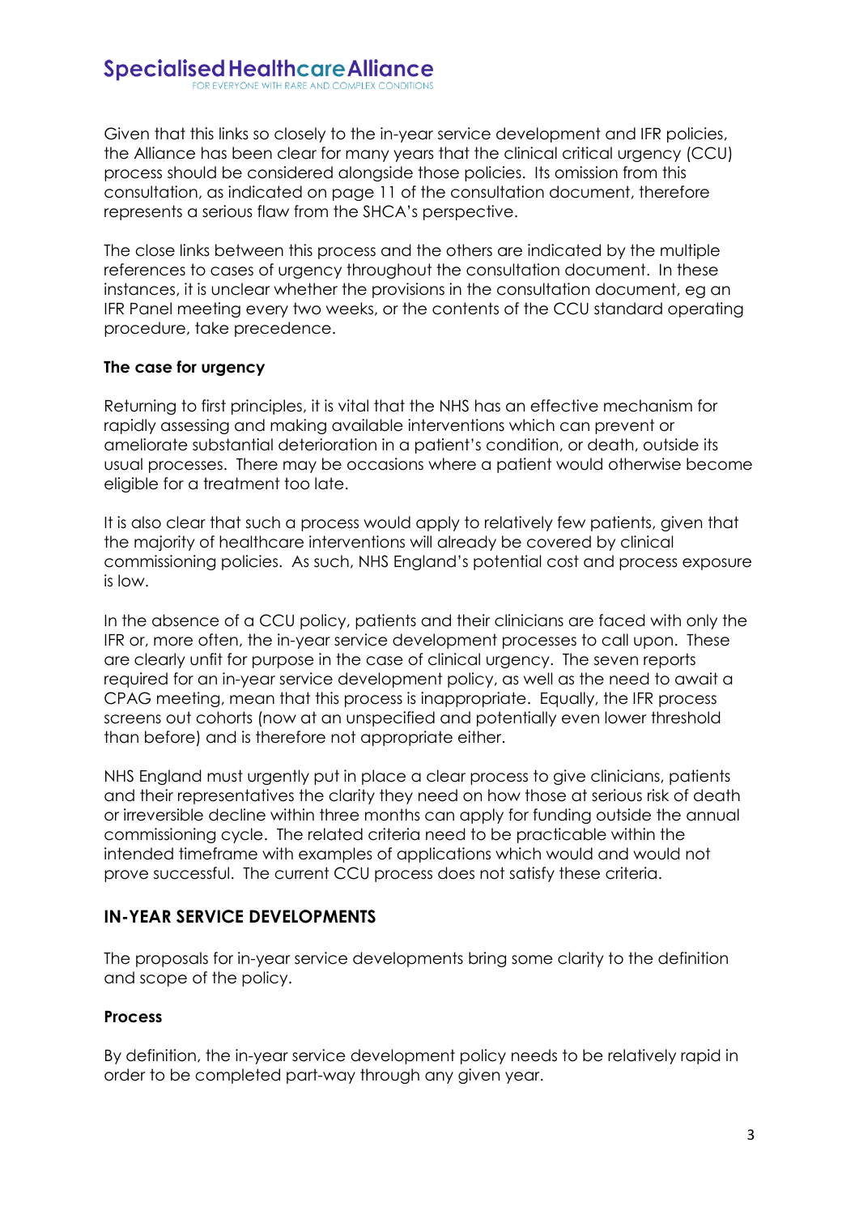Given that this links so closely to the in-year service development and IFR policies, the Alliance has been clear for many years that the clinical critical urgency (CCU) process should be considered alongside those policies. Its omission from this consultation, as indicated on page 11 of the consultation document, therefore represents a serious flaw from the SHCA's perspective.

The close links between this process and the others are indicated by the multiple references to cases of urgency throughout the consultation document. In these instances, it is unclear whether the provisions in the consultation document, eg an IFR Panel meeting every two weeks, or the contents of the CCU standard operating procedure, take precedence.

### The case for urgency

Returning to first principles, it is vital that the NHS has an effective mechanism for rapidly assessing and making available interventions which can prevent or ameliorate substantial deterioration in a patient's condition, or death, outside its usual processes. There may be occasions where a patient would otherwise become eligible for a treatment too late.

It is also clear that such a process would apply to relatively few patients, given that the majority of healthcare interventions will already be covered by clinical commissioning policies. As such, NHS England's potential cost and process exposure is low.

In the absence of a CCU policy, patients and their clinicians are faced with only the IFR or, more often, the in-year service development processes to call upon. These are clearly unfit for purpose in the case of clinical urgency. The seven reports required for an in-year service development policy, as well as the need to await a CPAG meeting, mean that this process is inappropriate. Equally, the IFR process screens out cohorts (now at an unspecified and potentially even lower threshold than before) and is therefore not appropriate either.

NHS England must urgently put in place a clear process to give clinicians, patients and their representatives the clarity they need on how those at serious risk of death or irreversible decline within three months can apply for funding outside the annual commissioning cycle. The related criteria need to be practicable within the intended timeframe with examples of applications which would and would not prove successful. The current CCU process does not satisfy these criteria.

## IN-YEAR SERVICE DEVELOPMENTS

The proposals for in-year service developments bring some clarity to the definition and scope of the policy.

### Process

By definition, the in-year service development policy needs to be relatively rapid in order to be completed part-way through any given year.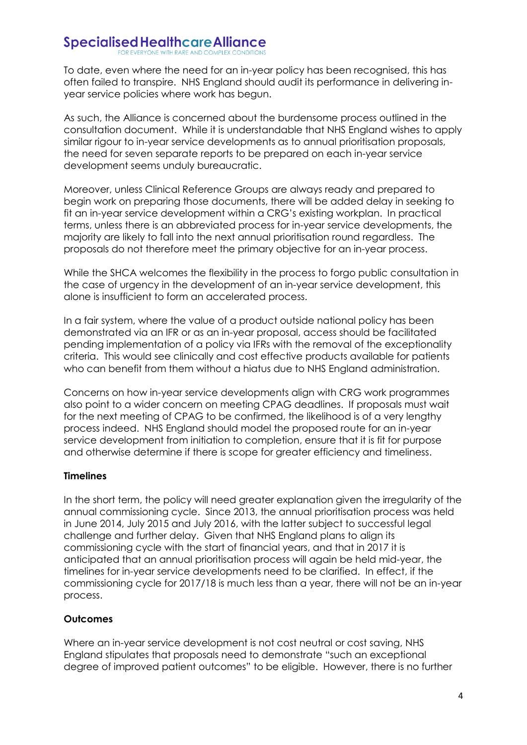To date, even where the need for an in-year policy has been recognised, this has often failed to transpire. NHS England should audit its performance in delivering in-year service policies where work has begun.

As such, the Alliance is concerned about the burdensome process outlined in the consultation document. While it is understandable that NHS England wishes to apply similar rigour to in-year service developments as to annual prioritisation proposals, the need for seven separate reports to be prepared on each in-year service development seems unduly bureaucratic.

Moreover, unless Clinical Reference Groups are always ready and prepared to begin work on preparing those documents, there will be added delay in seeking to fit an in-year service development within a CRG's existing workplan. In practical terms, unless there is an abbreviated process for in-year service developments, the majority are likely to fall into the next annual prioritisation round regardless. The proposals do not therefore meet the primary objective for an in-year process.

While the SHCA welcomes the flexibility in the process to forgo public consultation in the case of urgency in the development of an in-year service development, this alone is insufficient to form an accelerated process.

In a fair system, where the value of a product outside national policy has been demonstrated via an IFR or as an in-year proposal, access should be facilitated pending implementation of a policy via IFRs with the removal of the exceptionality criteria. This would see clinically and cost effective products available for patients who can benefit from them without a hiatus due to NHS England administration.

Concerns on how in-year service developments align with CRG work programmes also point to a wider concern on meeting CPAG deadlines. If proposals must wait for the next meeting of CPAG to be confirmed, the likelihood is of a very lengthy process indeed. NHS England should model the proposed route for an in-year service development from initiation to completion, ensure that it is fit for purpose and otherwise determine if there is scope for greater efficiency and timeliness.

**Timelines**

In the short term, the policy will need greater explanation given the irregularity of the annual commissioning cycle. Since 2013, the annual prioritisation process was held in June 2014, July 2015 and July 2016, with the latter subject to successful legal challenge and further delay. Given that NHS England plans to align its commissioning cycle with the start of financial years, and that in 2017 it is anticipated that an annual prioritisation process will again be held mid-year, the timelines for in-year service developments need to be clarified. In effect, if the commissioning cycle for 2017/18 is much less than a year, there will not be an in-year process.

**Outcomes**

Where an in-year service development is not cost neutral or cost saving, NHS England stipulates that proposals need to demonstrate "such an exceptional degree of improved patient outcomes" to be eligible. However, there is no further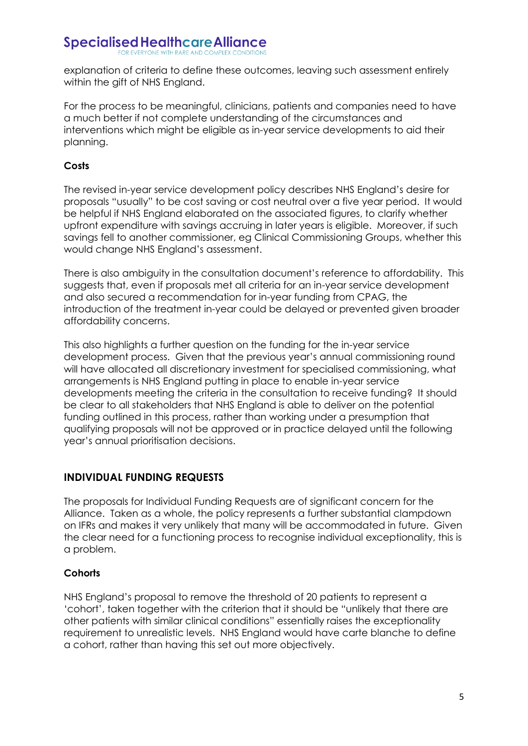explanation of criteria to define these outcomes, leaving such assessment entirely within the gift of NHS England.

For the process to be meaningful, clinicians, patients and companies need to have a much better if not complete understanding of the circumstances and interventions which might be eligible as in-year service developments to aid their planning.

**Costs**

The revised in-year service development policy describes NHS England's desire for proposals "usually" to be cost saving or cost neutral over a five year period. It would be helpful if NHS England elaborated on the associated figures, to clarify whether upfront expenditure with savings accruing in later years is eligible. Moreover, if such savings fell to another commissioner, eg Clinical Commissioning Groups, whether this would change NHS England's assessment.

There is also ambiguity in the consultation document's reference to affordability. This suggests that, even if proposals met all criteria for an in-year service development and also secured a recommendation for in-year funding from CPAG, the introduction of the treatment in-year could be delayed or prevented given broader affordability concerns.

This also highlights a further question on the funding for the in-year service development process. Given that the previous year's annual commissioning round will have allocated all discretionary investment for specialised commissioning, what arrangements is NHS England putting in place to enable in-year service developments meeting the criteria in the consultation to receive funding? It should be clear to all stakeholders that NHS England is able to deliver on the potential funding outlined in this process, rather than working under a presumption that qualifying proposals will not be approved or in practice delayed until the following year's annual prioritisation decisions.

## INDIVIDUAL FUNDING REQUESTS

The proposals for Individual Funding Requests are of significant concern for the Alliance. Taken as a whole, the policy represents a further substantial clampdown on IFRs and makes it very unlikely that many will be accommodated in future. Given the clear need for a functioning process to recognise individual exceptionality, this is a problem.

**Cohorts**

NHS England's proposal to remove the threshold of 20 patients to represent a 'cohort', taken together with the criterion that it should be "unlikely that there are other patients with similar clinical conditions" essentially raises the exceptionality requirement to unrealistic levels. NHS England would have carte blanche to define a cohort, rather than having this set out more objectively.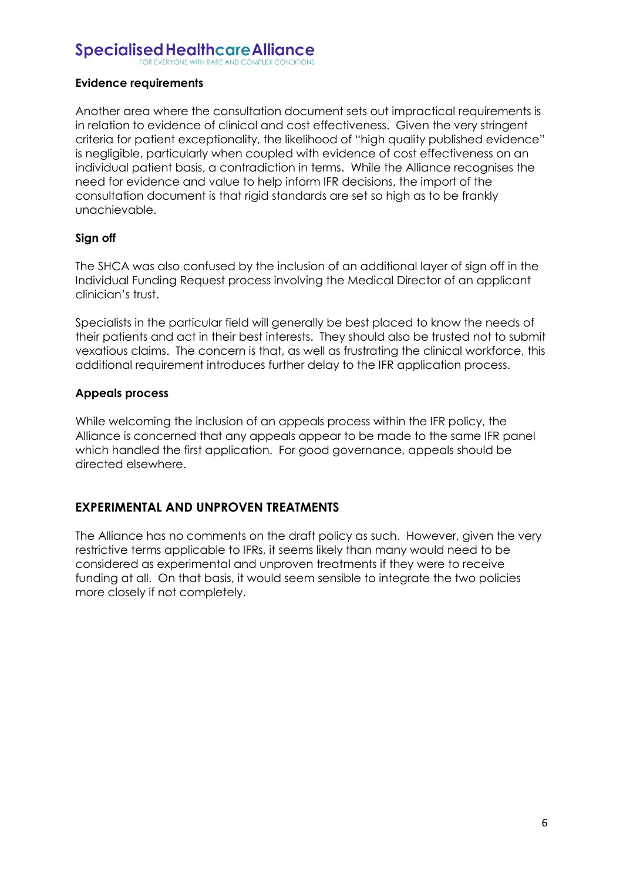**Evidence requirements**

Another area where the consultation document sets out impractical requirements is in relation to evidence of clinical and cost effectiveness. Given the very stringent criteria for patient exceptionality, the likelihood of "high quality published evidence" is negligible, particularly when coupled with evidence of cost effectiveness on an individual patient basis, a contradiction in terms. While the Alliance recognises the need for evidence and value to help inform IFR decisions, the import of the consultation document is that rigid standards are set so high as to be frankly unachievable.

**Sign off**

The SHCA was also confused by the inclusion of an additional layer of sign off in the Individual Funding Request process involving the Medical Director of an applicant clinician's trust.

Specialists in the particular field will generally be best placed to know the needs of their patients and act in their best interests. They should also be trusted not to submit vexatious claims. The concern is that, as well as frustrating the clinical workforce, this additional requirement introduces further delay to the IFR application process.

**Appeals process**

While welcoming the inclusion of an appeals process within the IFR policy, the Alliance is concerned that any appeals appear to be made to the same IFR panel which handled the first application. For good governance, appeals should be directed elsewhere.

## EXPERIMENTAL AND UNPROVEN TREATMENTS

The Alliance has no comments on the draft policy as such. However, given the very restrictive terms applicable to IFRs, it seems likely than many would need to be considered as experimental and unproven treatments if they were to receive funding at all. On that basis, it would seem sensible to integrate the two policies more closely if not completely.